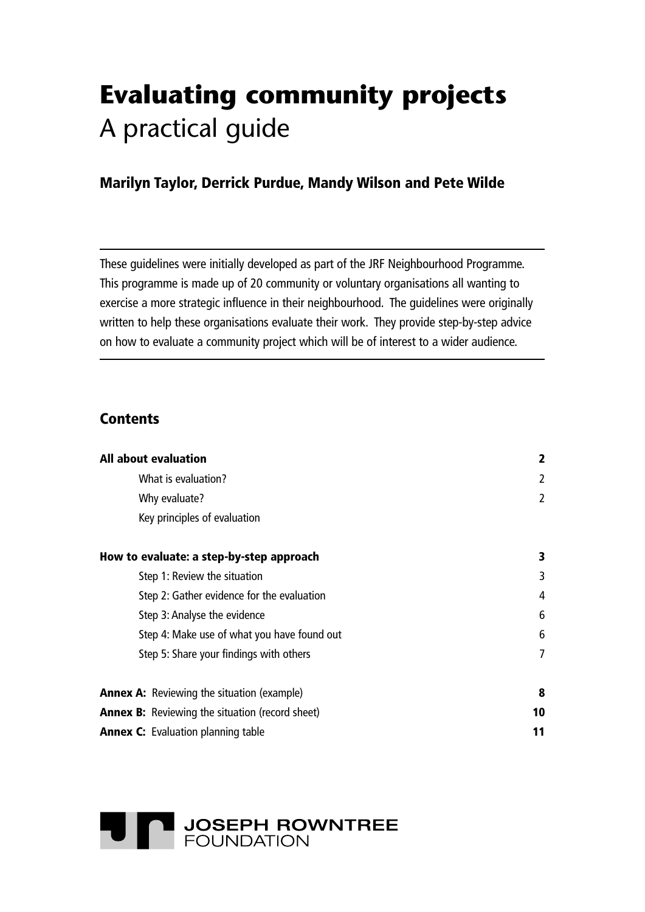# Evaluating community projects

## A practical guide

**Marilyn Taylor, Derrick Purdue, Mandy Wilson and Pete Wilde**

---

These guidelines were initially developed as part of the JRF Neighbourhood Programme. This programme is made up of 20 community or voluntary organisations all wanting to exercise a more strategic influence in their neighbourhood. The guidelines were originally written to help these organisations evaluate their work. They provide step-by-step advice on how to evaluate a community project which will be of interest to a wider audience.

---

### Contents

| | |
|---|---|
| **All about evaluation** | **2** |
| What is evaluation? | 2 |
| Why evaluate? | 2 |
| Key principles of evaluation | |
| **How to evaluate: a step-by-step approach** | **3** |
| Step 1: Review the situation | 3 |
| Step 2: Gather evidence for the evaluation | 4 |
| Step 3: Analyse the evidence | 6 |
| Step 4: Make use of what you have found out | 6 |
| Step 5: Share your findings with others | 7 |
| **Annex A:** Reviewing the situation (example) | **8** |
| **Annex B:** Reviewing the situation (record sheet) | **10** |
| **Annex C:** Evaluation planning table | **11** |

JOSEPH ROWNTREE FOUNDATION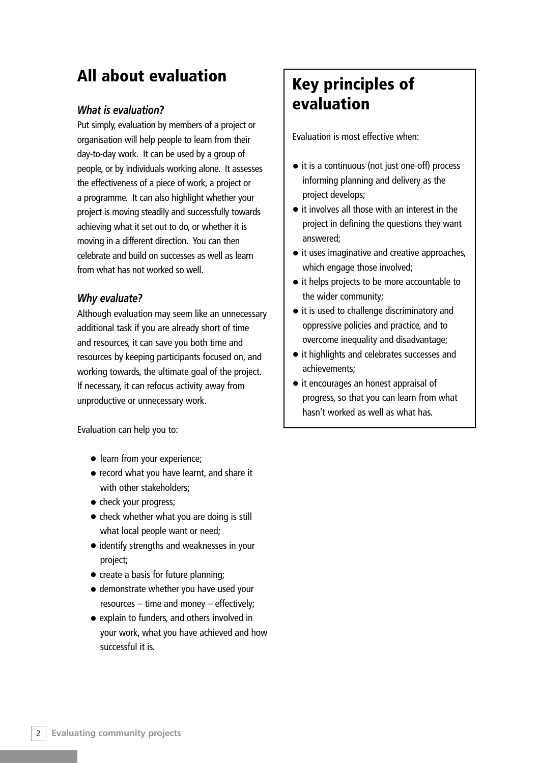## All about evaluation

### *What is evaluation?*

Put simply, evaluation by members of a project or organisation will help people to learn from their day-to-day work. It can be used by a group of people, or by individuals working alone. It assesses the effectiveness of a piece of work, a project or a programme. It can also highlight whether your project is moving steadily and successfully towards achieving what it set out to do, or whether it is moving in a different direction. You can then celebrate and build on successes as well as learn from what has not worked so well.

### *Why evaluate?*

Although evaluation may seem like an unnecessary additional task if you are already short of time and resources, it can save you both time and resources by keeping participants focused on, and working towards, the ultimate goal of the project. If necessary, it can refocus activity away from unproductive or unnecessary work.

Evaluation can help you to:

- learn from your experience;
- record what you have learnt, and share it with other stakeholders;
- check your progress;
- check whether what you are doing is still what local people want or need;
- identify strengths and weaknesses in your project;
- create a basis for future planning;
- demonstrate whether you have used your resources – time and money – effectively;
- explain to funders, and others involved in your work, what you have achieved and how successful it is.

## Key principles of evaluation

Evaluation is most effective when:

- it is a continuous (not just one-off) process informing planning and delivery as the project develops;
- it involves all those with an interest in the project in defining the questions they want answered;
- it uses imaginative and creative approaches, which engage those involved;
- it helps projects to be more accountable to the wider community;
- it is used to challenge discriminatory and oppressive policies and practice, and to overcome inequality and disadvantage;
- it highlights and celebrates successes and achievements;
- it encourages an honest appraisal of progress, so that you can learn from what hasn't worked as well as what has.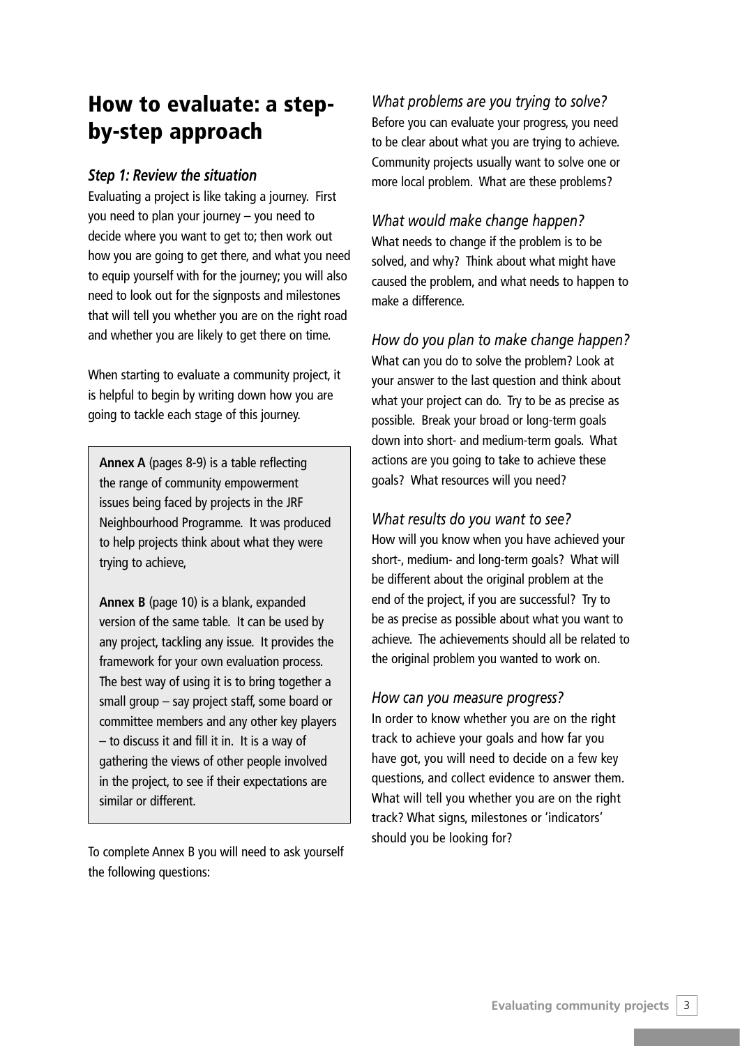# How to evaluate: a step-by-step approach

### *Step 1: Review the situation*

Evaluating a project is like taking a journey. First you need to plan your journey – you need to decide where you want to get to; then work out how you are going to get there, and what you need to equip yourself with for the journey; you will also need to look out for the signposts and milestones that will tell you whether you are on the right road and whether you are likely to get there on time.

When starting to evaluate a community project, it is helpful to begin by writing down how you are going to tackle each stage of this journey.

> **Annex A** (pages 8-9) is a table reflecting the range of community empowerment issues being faced by projects in the JRF Neighbourhood Programme. It was produced to help projects think about what they were trying to achieve,
>
> **Annex B** (page 10) is a blank, expanded version of the same table. It can be used by any project, tackling any issue. It provides the framework for your own evaluation process. The best way of using it is to bring together a small group – say project staff, some board or committee members and any other key players – to discuss it and fill it in. It is a way of gathering the views of other people involved in the project, to see if their expectations are similar or different.

To complete Annex B you will need to ask yourself the following questions:

#### *What problems are you trying to solve?*

Before you can evaluate your progress, you need to be clear about what you are trying to achieve. Community projects usually want to solve one or more local problem. What are these problems?

#### *What would make change happen?*

What needs to change if the problem is to be solved, and why? Think about what might have caused the problem, and what needs to happen to make a difference.

#### *How do you plan to make change happen?*

What can you do to solve the problem? Look at your answer to the last question and think about what your project can do. Try to be as precise as possible. Break your broad or long-term goals down into short- and medium-term goals. What actions are you going to take to achieve these goals? What resources will you need?

#### *What results do you want to see?*

How will you know when you have achieved your short-, medium- and long-term goals? What will be different about the original problem at the end of the project, if you are successful? Try to be as precise as possible about what you want to achieve. The achievements should all be related to the original problem you wanted to work on.

#### *How can you measure progress?*

In order to know whether you are on the right track to achieve your goals and how far you have got, you will need to decide on a few key questions, and collect evidence to answer them. What will tell you whether you are on the right track? What signs, milestones or 'indicators' should you be looking for?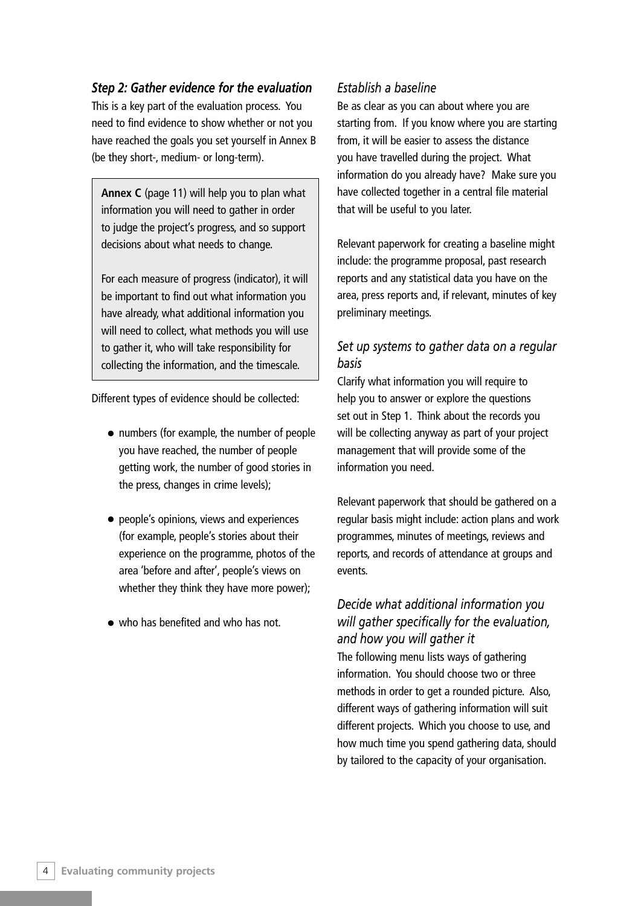### *Step 2: Gather evidence for the evaluation*

This is a key part of the evaluation process. You need to find evidence to show whether or not you have reached the goals you set yourself in Annex B (be they short-, medium- or long-term).

> **Annex C** (page 11) will help you to plan what information you will need to gather in order to judge the project's progress, and so support decisions about what needs to change.
>
> For each measure of progress (indicator), it will be important to find out what information you have already, what additional information you will need to collect, what methods you will use to gather it, who will take responsibility for collecting the information, and the timescale.

Different types of evidence should be collected:

- numbers (for example, the number of people you have reached, the number of people getting work, the number of good stories in the press, changes in crime levels);
- people's opinions, views and experiences (for example, people's stories about their experience on the programme, photos of the area 'before and after', people's views on whether they think they have more power);
- who has benefited and who has not.

#### *Establish a baseline*

Be as clear as you can about where you are starting from. If you know where you are starting from, it will be easier to assess the distance you have travelled during the project. What information do you already have? Make sure you have collected together in a central file material that will be useful to you later.

Relevant paperwork for creating a baseline might include: the programme proposal, past research reports and any statistical data you have on the area, press reports and, if relevant, minutes of key preliminary meetings.

#### *Set up systems to gather data on a regular basis*

Clarify what information you will require to help you to answer or explore the questions set out in Step 1. Think about the records you will be collecting anyway as part of your project management that will provide some of the information you need.

Relevant paperwork that should be gathered on a regular basis might include: action plans and work programmes, minutes of meetings, reviews and reports, and records of attendance at groups and events.

#### *Decide what additional information you will gather specifically for the evaluation, and how you will gather it*

The following menu lists ways of gathering information. You should choose two or three methods in order to get a rounded picture. Also, different ways of gathering information will suit different projects. Which you choose to use, and how much time you spend gathering data, should by tailored to the capacity of your organisation.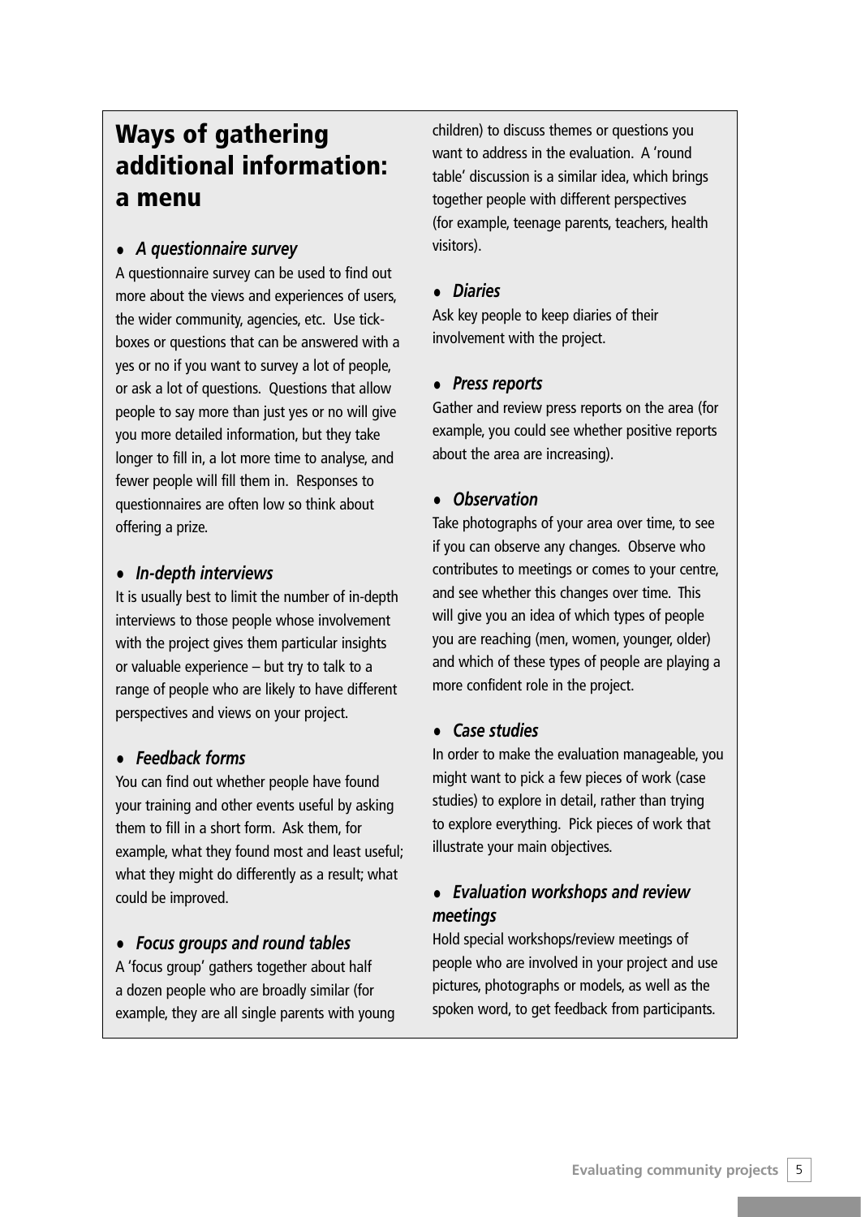## Ways of gathering additional information: a menu

- ***A questionnaire survey***

A questionnaire survey can be used to find out more about the views and experiences of users, the wider community, agencies, etc. Use tick-boxes or questions that can be answered with a yes or no if you want to survey a lot of people, or ask a lot of questions. Questions that allow people to say more than just yes or no will give you more detailed information, but they take longer to fill in, a lot more time to analyse, and fewer people will fill them in. Responses to questionnaires are often low so think about offering a prize.

- ***In-depth interviews***

It is usually best to limit the number of in-depth interviews to those people whose involvement with the project gives them particular insights or valuable experience – but try to talk to a range of people who are likely to have different perspectives and views on your project.

- ***Feedback forms***

You can find out whether people have found your training and other events useful by asking them to fill in a short form. Ask them, for example, what they found most and least useful; what they might do differently as a result; what could be improved.

- ***Focus groups and round tables***

A 'focus group' gathers together about half a dozen people who are broadly similar (for example, they are all single parents with young children) to discuss themes or questions you want to address in the evaluation. A 'round table' discussion is a similar idea, which brings together people with different perspectives (for example, teenage parents, teachers, health visitors).

- ***Diaries***

Ask key people to keep diaries of their involvement with the project.

- ***Press reports***

Gather and review press reports on the area (for example, you could see whether positive reports about the area are increasing).

- ***Observation***

Take photographs of your area over time, to see if you can observe any changes. Observe who contributes to meetings or comes to your centre, and see whether this changes over time. This will give you an idea of which types of people you are reaching (men, women, younger, older) and which of these types of people are playing a more confident role in the project.

- ***Case studies***

In order to make the evaluation manageable, you might want to pick a few pieces of work (case studies) to explore in detail, rather than trying to explore everything. Pick pieces of work that illustrate your main objectives.

- ***Evaluation workshops and review meetings***

Hold special workshops/review meetings of people who are involved in your project and use pictures, photographs or models, as well as the spoken word, to get feedback from participants.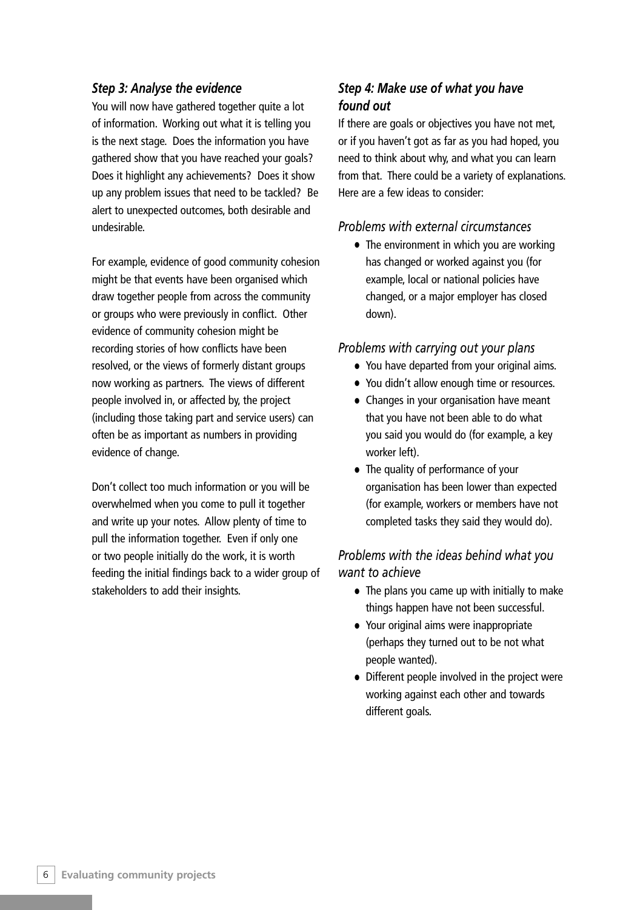### *Step 3: Analyse the evidence*

You will now have gathered together quite a lot of information. Working out what it is telling you is the next stage. Does the information you have gathered show that you have reached your goals? Does it highlight any achievements? Does it show up any problem issues that need to be tackled? Be alert to unexpected outcomes, both desirable and undesirable.

For example, evidence of good community cohesion might be that events have been organised which draw together people from across the community or groups who were previously in conflict. Other evidence of community cohesion might be recording stories of how conflicts have been resolved, or the views of formerly distant groups now working as partners. The views of different people involved in, or affected by, the project (including those taking part and service users) can often be as important as numbers in providing evidence of change.

Don't collect too much information or you will be overwhelmed when you come to pull it together and write up your notes. Allow plenty of time to pull the information together. Even if only one or two people initially do the work, it is worth feeding the initial findings back to a wider group of stakeholders to add their insights.

### *Step 4: Make use of what you have found out*

If there are goals or objectives you have not met, or if you haven't got as far as you had hoped, you need to think about why, and what you can learn from that. There could be a variety of explanations. Here are a few ideas to consider:

#### *Problems with external circumstances*

- The environment in which you are working has changed or worked against you (for example, local or national policies have changed, or a major employer has closed down).

#### *Problems with carrying out your plans*

- You have departed from your original aims.
- You didn't allow enough time or resources.
- Changes in your organisation have meant that you have not been able to do what you said you would do (for example, a key worker left).
- The quality of performance of your organisation has been lower than expected (for example, workers or members have not completed tasks they said they would do).

#### *Problems with the ideas behind what you want to achieve*

- The plans you came up with initially to make things happen have not been successful.
- Your original aims were inappropriate (perhaps they turned out to be not what people wanted).
- Different people involved in the project were working against each other and towards different goals.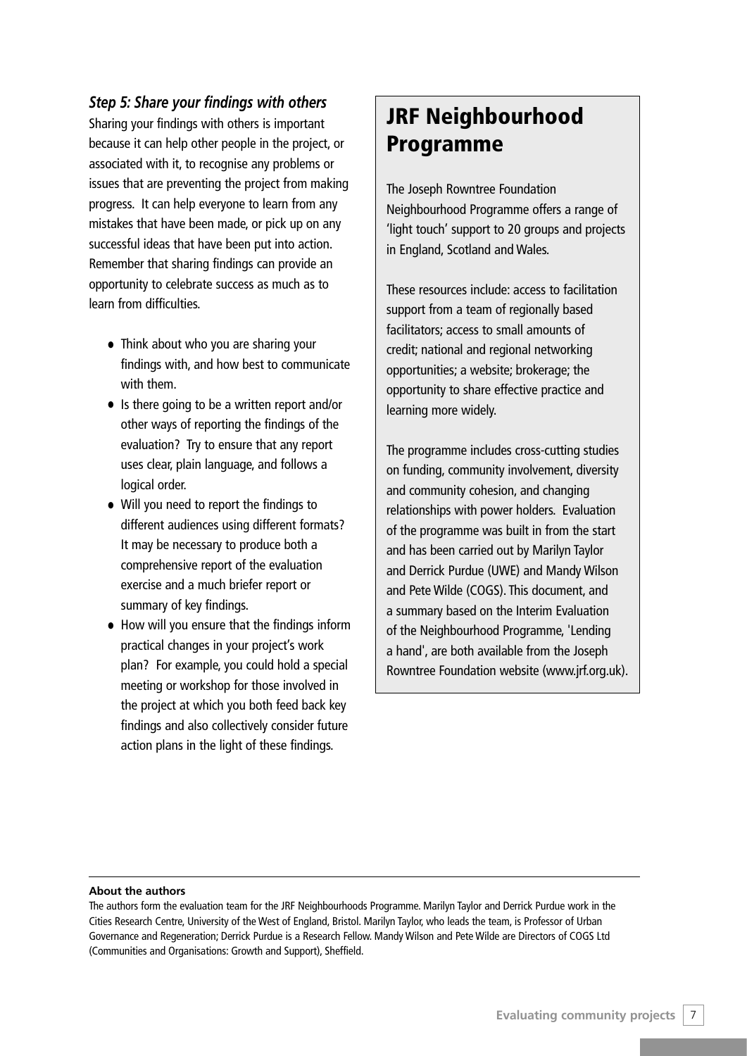### *Step 5: Share your findings with others*

Sharing your findings with others is important because it can help other people in the project, or associated with it, to recognise any problems or issues that are preventing the project from making progress. It can help everyone to learn from any mistakes that have been made, or pick up on any successful ideas that have been put into action. Remember that sharing findings can provide an opportunity to celebrate success as much as to learn from difficulties.

- Think about who you are sharing your findings with, and how best to communicate with them.
- Is there going to be a written report and/or other ways of reporting the findings of the evaluation? Try to ensure that any report uses clear, plain language, and follows a logical order.
- Will you need to report the findings to different audiences using different formats? It may be necessary to produce both a comprehensive report of the evaluation exercise and a much briefer report or summary of key findings.
- How will you ensure that the findings inform practical changes in your project's work plan? For example, you could hold a special meeting or workshop for those involved in the project at which you both feed back key findings and also collectively consider future action plans in the light of these findings.

## JRF Neighbourhood Programme

The Joseph Rowntree Foundation Neighbourhood Programme offers a range of 'light touch' support to 20 groups and projects in England, Scotland and Wales.

These resources include: access to facilitation support from a team of regionally based facilitators; access to small amounts of credit; national and regional networking opportunities; a website; brokerage; the opportunity to share effective practice and learning more widely.

The programme includes cross-cutting studies on funding, community involvement, diversity and community cohesion, and changing relationships with power holders. Evaluation of the programme was built in from the start and has been carried out by Marilyn Taylor and Derrick Purdue (UWE) and Mandy Wilson and Pete Wilde (COGS). This document, and a summary based on the Interim Evaluation of the Neighbourhood Programme, 'Lending a hand', are both available from the Joseph Rowntree Foundation website (www.jrf.org.uk).

**About the authors**

The authors form the evaluation team for the JRF Neighbourhoods Programme. Marilyn Taylor and Derrick Purdue work in the Cities Research Centre, University of the West of England, Bristol. Marilyn Taylor, who leads the team, is Professor of Urban Governance and Regeneration; Derrick Purdue is a Research Fellow. Mandy Wilson and Pete Wilde are Directors of COGS Ltd (Communities and Organisations: Growth and Support), Sheffield.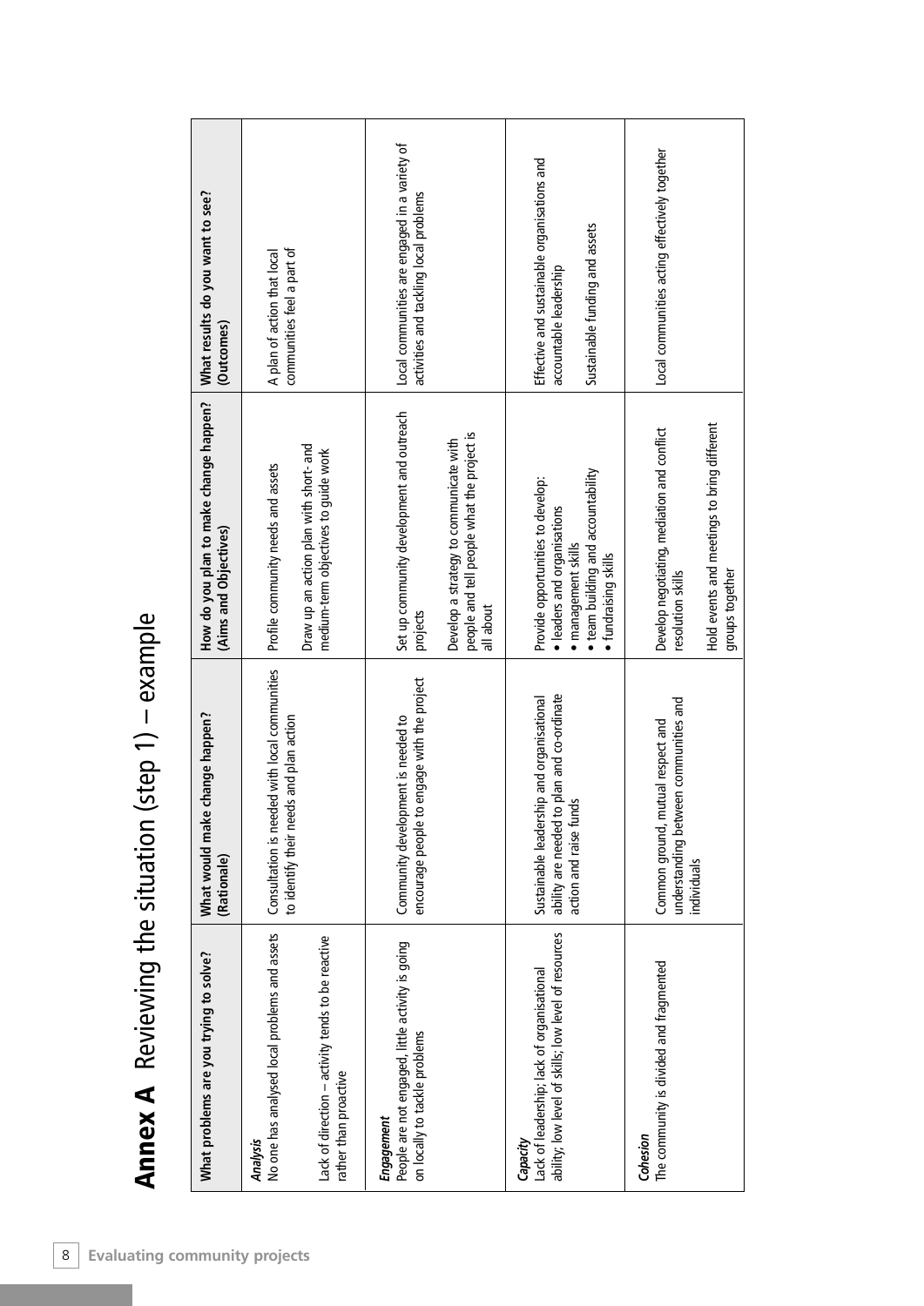# **Annex A** Reviewing the situation (step 1) – example

| What problems are you trying to solve? | What would make change happen? (Rationale) | How do you plan to make change happen? (Aims and Objectives) | What results do you want to see? (Outcomes) |
|---|---|---|---|
| ***Analysis*** <br> No one has analysed local problems and assets <br><br> Lack of direction – activity tends to be reactive rather than proactive | Consultation is needed with local communities to identify their needs and plan action | Profile community needs and assets <br><br> Draw up an action plan with short- and medium-term objectives to guide work | A plan of action that local communities feel a part of |
| ***Engagement*** <br> People are not engaged, little activity is going on locally to tackle problems | Community development is needed to encourage people to engage with the project | Set up community development and outreach projects <br><br> Develop a strategy to communicate with people and tell people what the project is all about | Local communities are engaged in a variety of activities and tackling local problems |
| ***Capacity*** <br> Lack of leadership; lack of organisational ability; low level of skills; low level of resources | Sustainable leadership and organisational ability are needed to plan and co-ordinate action and raise funds | Provide opportunities to develop: <br> • leaders and organisations <br> • management skills <br> • team building and accountability <br> • fundraising skills | Effective and sustainable organisations and accountable leadership <br><br> Sustainable funding and assets |
| ***Cohesion*** <br> The community is divided and fragmented | Common ground, mutual respect and understanding between communities and individuals | Develop negotiating, mediation and conflict resolution skills <br><br> Hold events and meetings to bring different groups together | Local communities acting effectively together |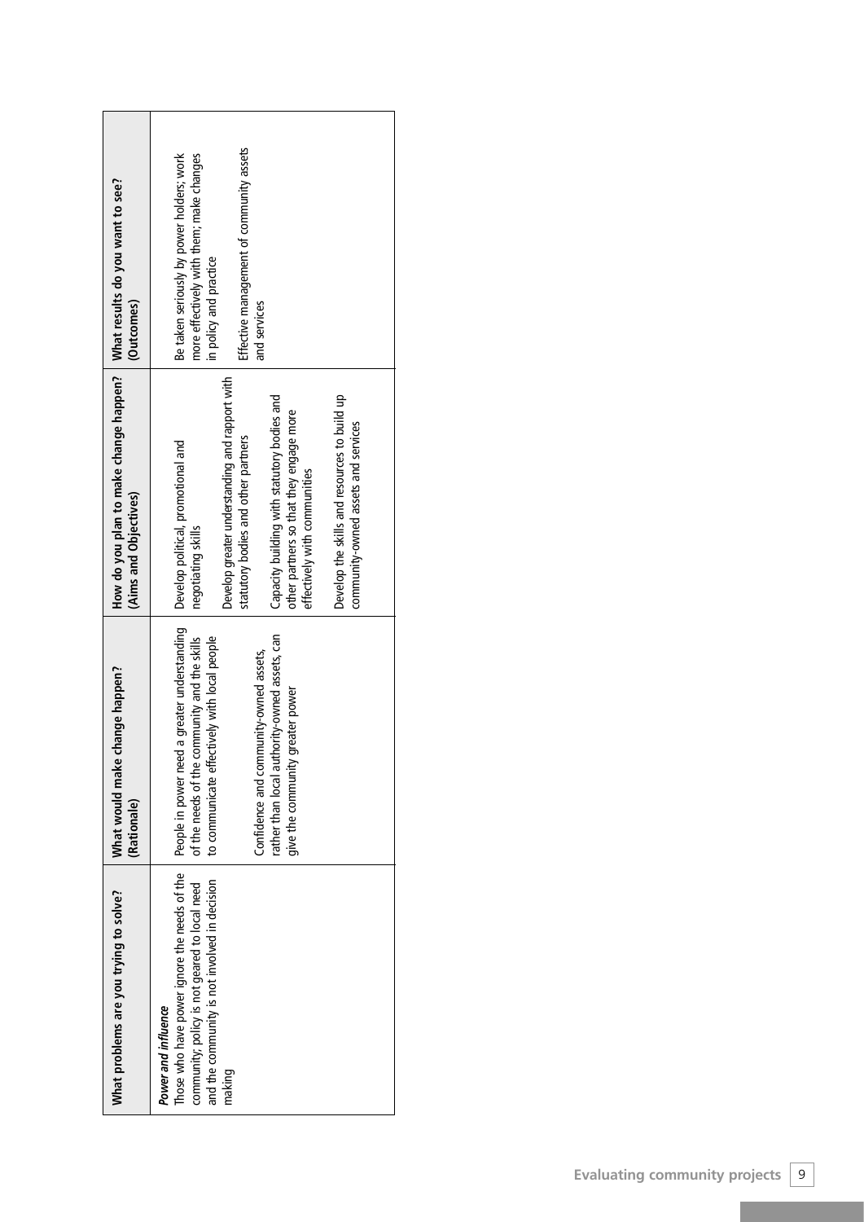| What problems are you trying to solve? | What would make change happen? (Rationale) | How do you plan to make change happen? (Aims and Objectives) | What results do you want to see? (Outcomes) |
|---|---|---|---|
| *Power and influence*<br>Those who have power ignore the needs of the community; policy is not geared to local need and the community is not involved in decision making | People in power need a greater understanding of the needs of the community and the skills to communicate effectively with local people<br><br>Confidence and community-owned assets, rather than local authority-owned assets, can give the community greater power | Develop political, promotional and negotiating skills<br><br>Develop greater understanding and rapport with statutory bodies and other partners<br><br>Capacity building with statutory bodies and other partners so that they engage more effectively with communities<br><br>Develop the skills and resources to build up community-owned assets and services | Be taken seriously by power holders; work more effectively with them; make changes in policy and practice<br><br>Effective management of community assets and services |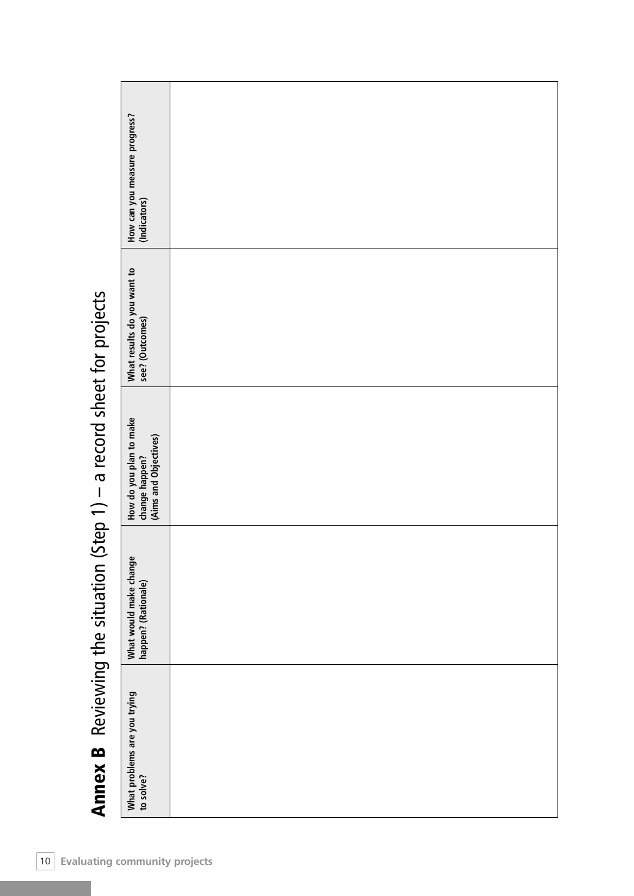# **Annex B** Reviewing the situation (Step 1) – a record sheet for projects

| What problems are you trying to solve? | What would make change happen? (Rationale) | How do you plan to make change happen? (Aims and Objectives) | What results do you want to see? (Outcomes) | How can you measure progress? (Indicators) |
|---|---|---|---|---|
| | | | | |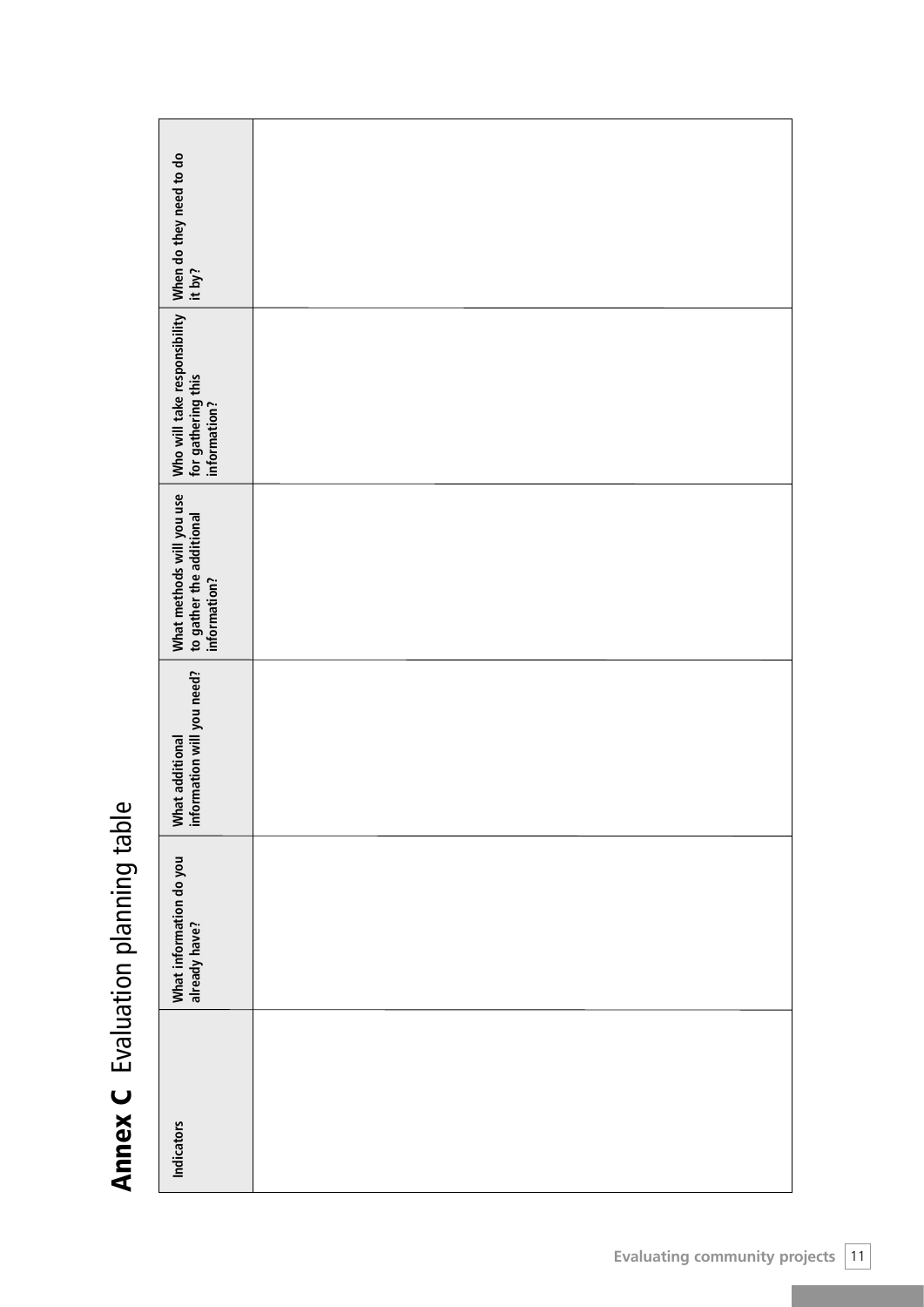# **Annex C** Evaluation planning table

| Indicators | What information do you already have? | What additional information will you need? | What methods will you use to gather the additional information? | Who will take responsibility for gathering this information? | When do they need to do it by? |
|---|---|---|---|---|---|
| | | | | | |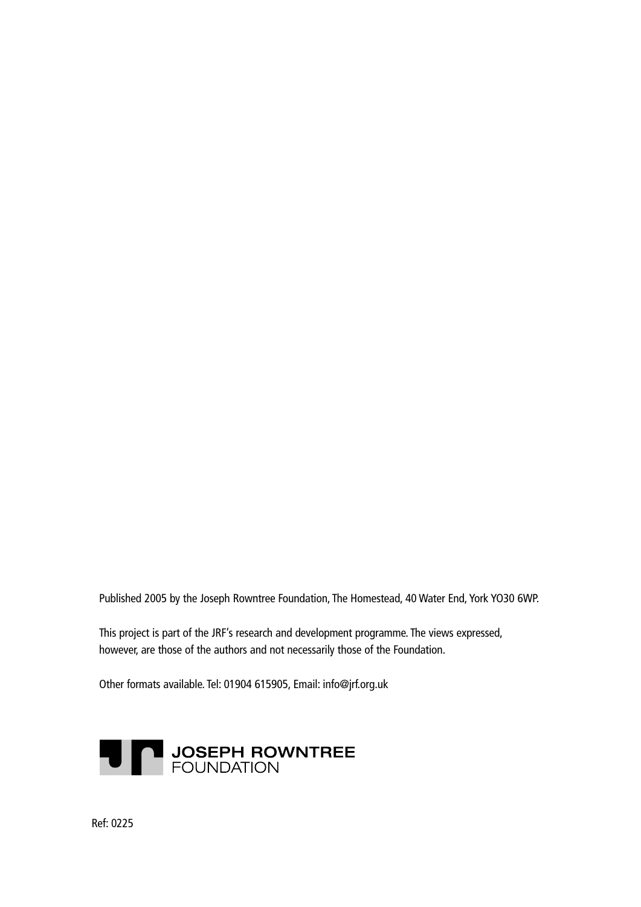Published 2005 by the Joseph Rowntree Foundation, The Homestead, 40 Water End, York YO30 6WP.

This project is part of the JRF's research and development programme. The views expressed, however, are those of the authors and not necessarily those of the Foundation.

Other formats available. Tel: 01904 615905, Email: info@jrf.org.uk

JOSEPH ROWNTREE
FOUNDATION

Ref: 0225